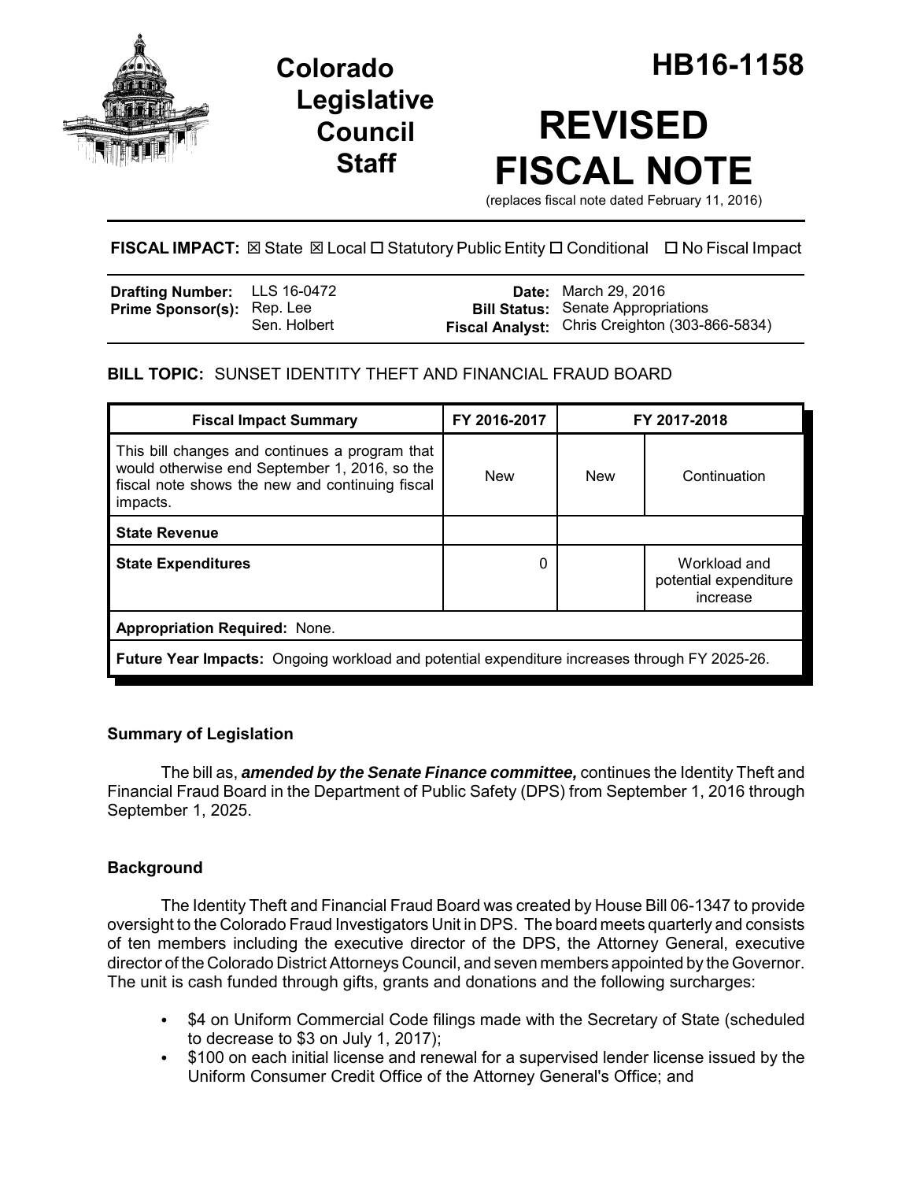# Colorado Legislative Council Staff

# HB16-1158

# REVISED FISCAL NOTE

(replaces fiscal note dated February 11, 2016)

**FISCAL IMPACT:** ☒ State ☒ Local ☐ Statutory Public Entity ☐ Conditional ☐ No Fiscal Impact

| | | | |
|---|---|---|---|
| **Drafting Number:** | LLS 16-0472 | **Date:** | March 29, 2016 |
| **Prime Sponsor(s):** | Rep. Lee<br>Sen. Holbert | **Bill Status:** | Senate Appropriations |
| | | **Fiscal Analyst:** | Chris Creighton (303-866-5834) |

**BILL TOPIC:** SUNSET IDENTITY THEFT AND FINANCIAL FRAUD BOARD

| Fiscal Impact Summary | FY 2016-2017 | FY 2017-2018 | |
|---|---|---|---|
| This bill changes and continues a program that would otherwise end September 1, 2016, so the fiscal note shows the new and continuing fiscal impacts. | New | New | Continuation |
| **State Revenue** | | | |
| **State Expenditures** | 0 | | Workload and potential expenditure increase |
| **Appropriation Required:** None. | | | |
| **Future Year Impacts:** Ongoing workload and potential expenditure increases through FY 2025-26. | | | |

## Summary of Legislation

The bill as, ***amended by the Senate Finance committee,*** continues the Identity Theft and Financial Fraud Board in the Department of Public Safety (DPS) from September 1, 2016 through September 1, 2025.

## Background

The Identity Theft and Financial Fraud Board was created by House Bill 06-1347 to provide oversight to the Colorado Fraud Investigators Unit in DPS. The board meets quarterly and consists of ten members including the executive director of the DPS, the Attorney General, executive director of the Colorado District Attorneys Council, and seven members appointed by the Governor. The unit is cash funded through gifts, grants and donations and the following surcharges:

- $4 on Uniform Commercial Code filings made with the Secretary of State (scheduled to decrease to $3 on July 1, 2017);
- $100 on each initial license and renewal for a supervised lender license issued by the Uniform Consumer Credit Office of the Attorney General's Office; and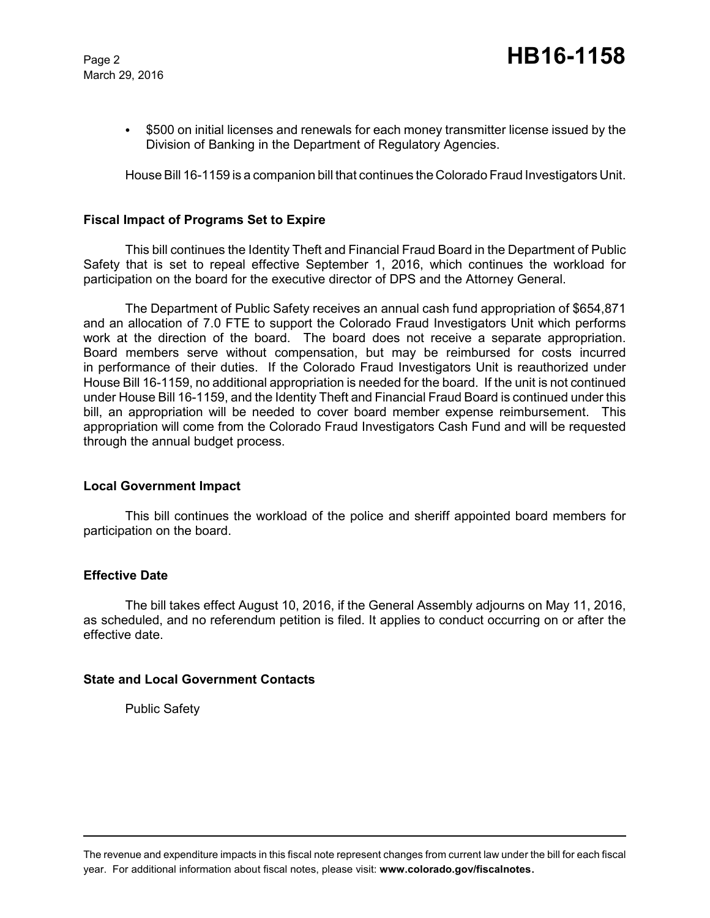- $500 on initial licenses and renewals for each money transmitter license issued by the Division of Banking in the Department of Regulatory Agencies.

House Bill 16-1159 is a companion bill that continues the Colorado Fraud Investigators Unit.

**Fiscal Impact of Programs Set to Expire**

This bill continues the Identity Theft and Financial Fraud Board in the Department of Public Safety that is set to repeal effective September 1, 2016, which continues the workload for participation on the board for the executive director of DPS and the Attorney General.

The Department of Public Safety receives an annual cash fund appropriation of $654,871 and an allocation of 7.0 FTE to support the Colorado Fraud Investigators Unit which performs work at the direction of the board. The board does not receive a separate appropriation. Board members serve without compensation, but may be reimbursed for costs incurred in performance of their duties. If the Colorado Fraud Investigators Unit is reauthorized under House Bill 16-1159, no additional appropriation is needed for the board. If the unit is not continued under House Bill 16-1159, and the Identity Theft and Financial Fraud Board is continued under this bill, an appropriation will be needed to cover board member expense reimbursement. This appropriation will come from the Colorado Fraud Investigators Cash Fund and will be requested through the annual budget process.

**Local Government Impact**

This bill continues the workload of the police and sheriff appointed board members for participation on the board.

**Effective Date**

The bill takes effect August 10, 2016, if the General Assembly adjourns on May 11, 2016, as scheduled, and no referendum petition is filed. It applies to conduct occurring on or after the effective date.

**State and Local Government Contacts**

Public Safety

The revenue and expenditure impacts in this fiscal note represent changes from current law under the bill for each fiscal year. For additional information about fiscal notes, please visit: **www.colorado.gov/fiscalnotes.**